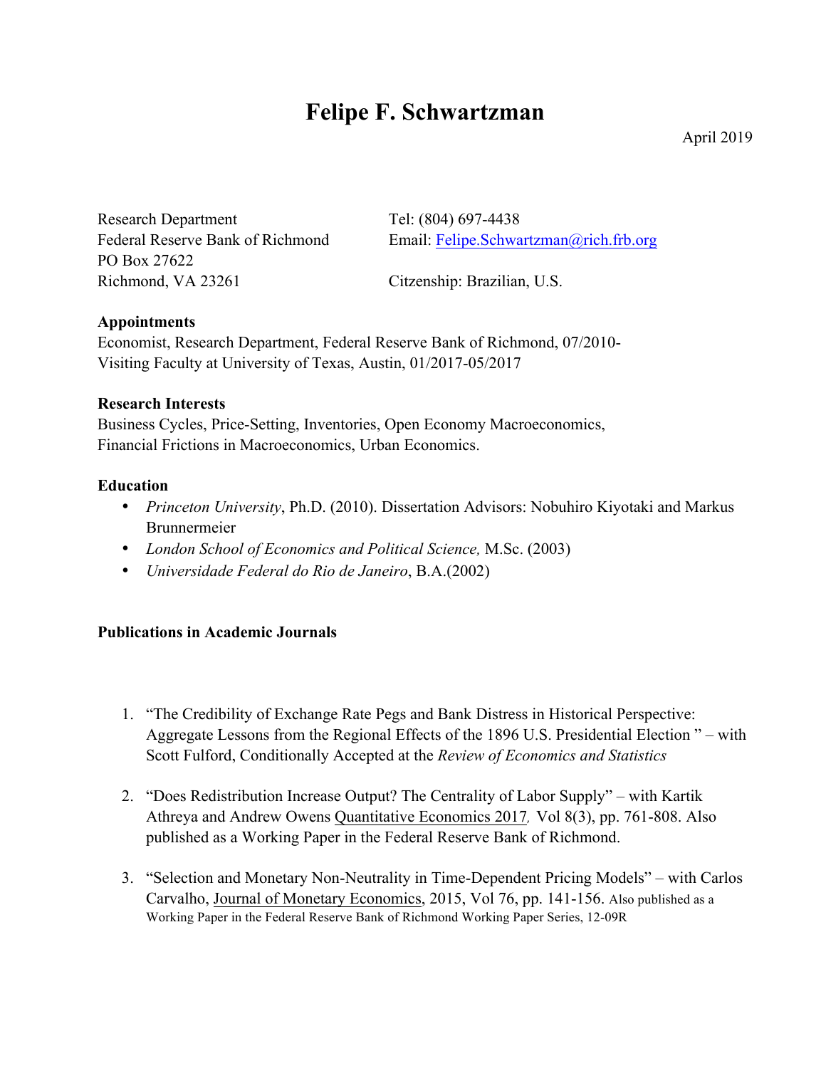# Felipe F. Schwartzman

April 2019

Research Department
Federal Reserve Bank of Richmond
PO Box 27622
Richmond, VA 23261

Tel: (804) 697-4438
Email: Felipe.Schwartzman@rich.frb.org

Citizenship: Brazilian, U.S.

**Appointments**

Economist, Research Department, Federal Reserve Bank of Richmond, 07/2010-
Visiting Faculty at University of Texas, Austin, 01/2017-05/2017

**Research Interests**

Business Cycles, Price-Setting, Inventories, Open Economy Macroeconomics,
Financial Frictions in Macroeconomics, Urban Economics.

**Education**

- *Princeton University*, Ph.D. (2010). Dissertation Advisors: Nobuhiro Kiyotaki and Markus Brunnermeier
- *London School of Economics and Political Science,* M.Sc. (2003)
- *Universidade Federal do Rio de Janeiro*, B.A.(2002)

**Publications in Academic Journals**

1. "The Credibility of Exchange Rate Pegs and Bank Distress in Historical Perspective: Aggregate Lessons from the Regional Effects of the 1896 U.S. Presidential Election " – with Scott Fulford, Conditionally Accepted at the *Review of Economics and Statistics*

2. "Does Redistribution Increase Output? The Centrality of Labor Supply" – with Kartik Athreya and Andrew Owens Quantitative Economics 2017*,* Vol 8(3), pp. 761-808. Also published as a Working Paper in the Federal Reserve Bank of Richmond.

3. "Selection and Monetary Non-Neutrality in Time-Dependent Pricing Models" – with Carlos Carvalho, Journal of Monetary Economics, 2015, Vol 76, pp. 141-156. Also published as a Working Paper in the Federal Reserve Bank of Richmond Working Paper Series, 12-09R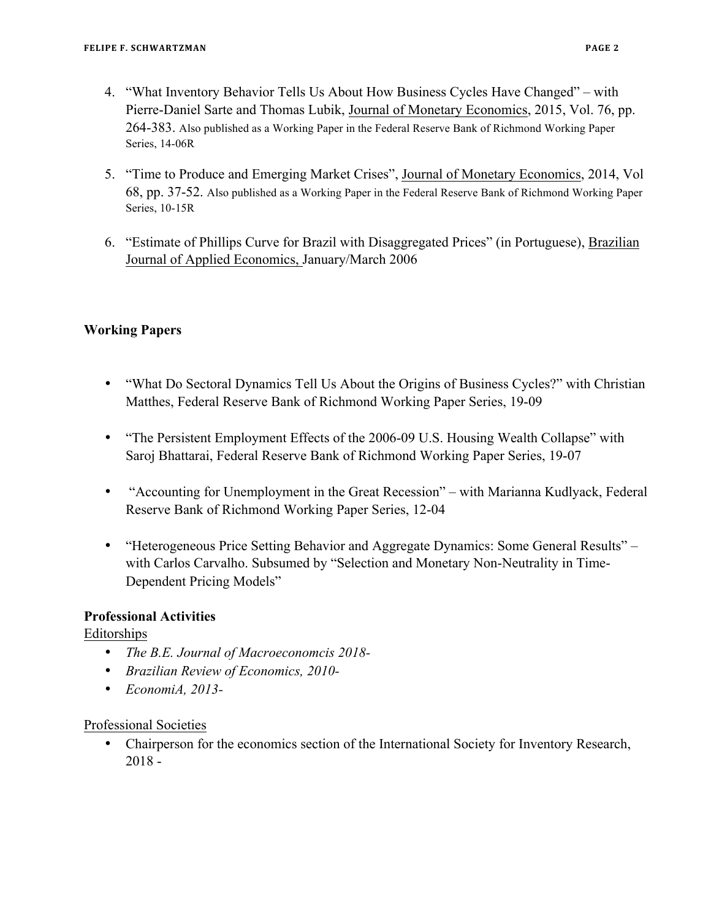4. "What Inventory Behavior Tells Us About How Business Cycles Have Changed" – with Pierre-Daniel Sarte and Thomas Lubik, Journal of Monetary Economics, 2015, Vol. 76, pp. 264-383. Also published as a Working Paper in the Federal Reserve Bank of Richmond Working Paper Series, 14-06R

5. "Time to Produce and Emerging Market Crises", Journal of Monetary Economics, 2014, Vol 68, pp. 37-52. Also published as a Working Paper in the Federal Reserve Bank of Richmond Working Paper Series, 10-15R

6. "Estimate of Phillips Curve for Brazil with Disaggregated Prices" (in Portuguese), Brazilian Journal of Applied Economics, January/March 2006

**Working Papers**

- "What Do Sectoral Dynamics Tell Us About the Origins of Business Cycles?" with Christian Matthes, Federal Reserve Bank of Richmond Working Paper Series, 19-09
- "The Persistent Employment Effects of the 2006-09 U.S. Housing Wealth Collapse" with Saroj Bhattarai, Federal Reserve Bank of Richmond Working Paper Series, 19-07
- "Accounting for Unemployment in the Great Recession" – with Marianna Kudlyack, Federal Reserve Bank of Richmond Working Paper Series, 12-04
- "Heterogeneous Price Setting Behavior and Aggregate Dynamics: Some General Results" – with Carlos Carvalho. Subsumed by "Selection and Monetary Non-Neutrality in Time-Dependent Pricing Models"

**Professional Activities**

Editorships

- *The B.E. Journal of Macroeconomcis 2018-*
- *Brazilian Review of Economics, 2010-*
- *EconomiA, 2013-*

Professional Societies

- Chairperson for the economics section of the International Society for Inventory Research, 2018 -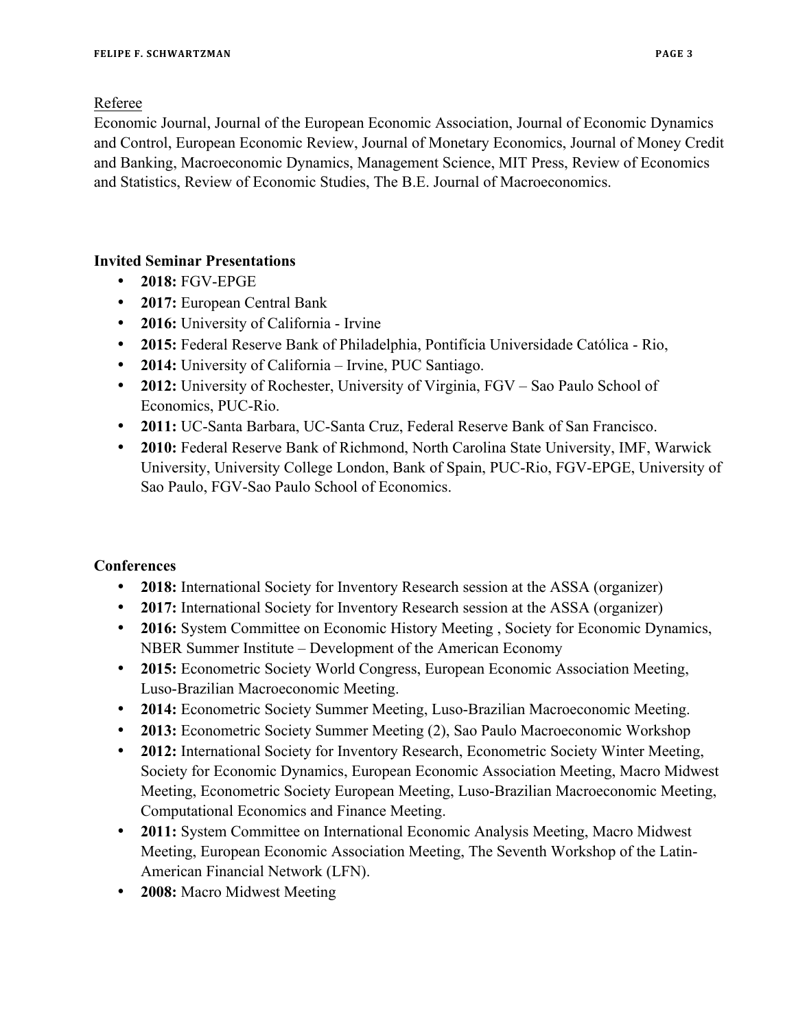Referee

Economic Journal, Journal of the European Economic Association, Journal of Economic Dynamics and Control, European Economic Review, Journal of Monetary Economics, Journal of Money Credit and Banking, Macroeconomic Dynamics, Management Science, MIT Press, Review of Economics and Statistics, Review of Economic Studies, The B.E. Journal of Macroeconomics.

**Invited Seminar Presentations**

- **2018:** FGV-EPGE
- **2017:** European Central Bank
- **2016:** University of California - Irvine
- **2015:** Federal Reserve Bank of Philadelphia, Pontifícia Universidade Católica - Rio,
- **2014:** University of California – Irvine, PUC Santiago.
- **2012:** University of Rochester, University of Virginia, FGV – Sao Paulo School of Economics, PUC-Rio.
- **2011:** UC-Santa Barbara, UC-Santa Cruz, Federal Reserve Bank of San Francisco.
- **2010:** Federal Reserve Bank of Richmond, North Carolina State University, IMF, Warwick University, University College London, Bank of Spain, PUC-Rio, FGV-EPGE, University of Sao Paulo, FGV-Sao Paulo School of Economics.

**Conferences**

- **2018:** International Society for Inventory Research session at the ASSA (organizer)
- **2017:** International Society for Inventory Research session at the ASSA (organizer)
- **2016:** System Committee on Economic History Meeting , Society for Economic Dynamics, NBER Summer Institute – Development of the American Economy
- **2015:** Econometric Society World Congress, European Economic Association Meeting, Luso-Brazilian Macroeconomic Meeting.
- **2014:** Econometric Society Summer Meeting, Luso-Brazilian Macroeconomic Meeting.
- **2013:** Econometric Society Summer Meeting (2), Sao Paulo Macroeconomic Workshop
- **2012:** International Society for Inventory Research, Econometric Society Winter Meeting, Society for Economic Dynamics, European Economic Association Meeting, Macro Midwest Meeting, Econometric Society European Meeting, Luso-Brazilian Macroeconomic Meeting, Computational Economics and Finance Meeting.
- **2011:** System Committee on International Economic Analysis Meeting, Macro Midwest Meeting, European Economic Association Meeting, The Seventh Workshop of the Latin-American Financial Network (LFN).
- **2008:** Macro Midwest Meeting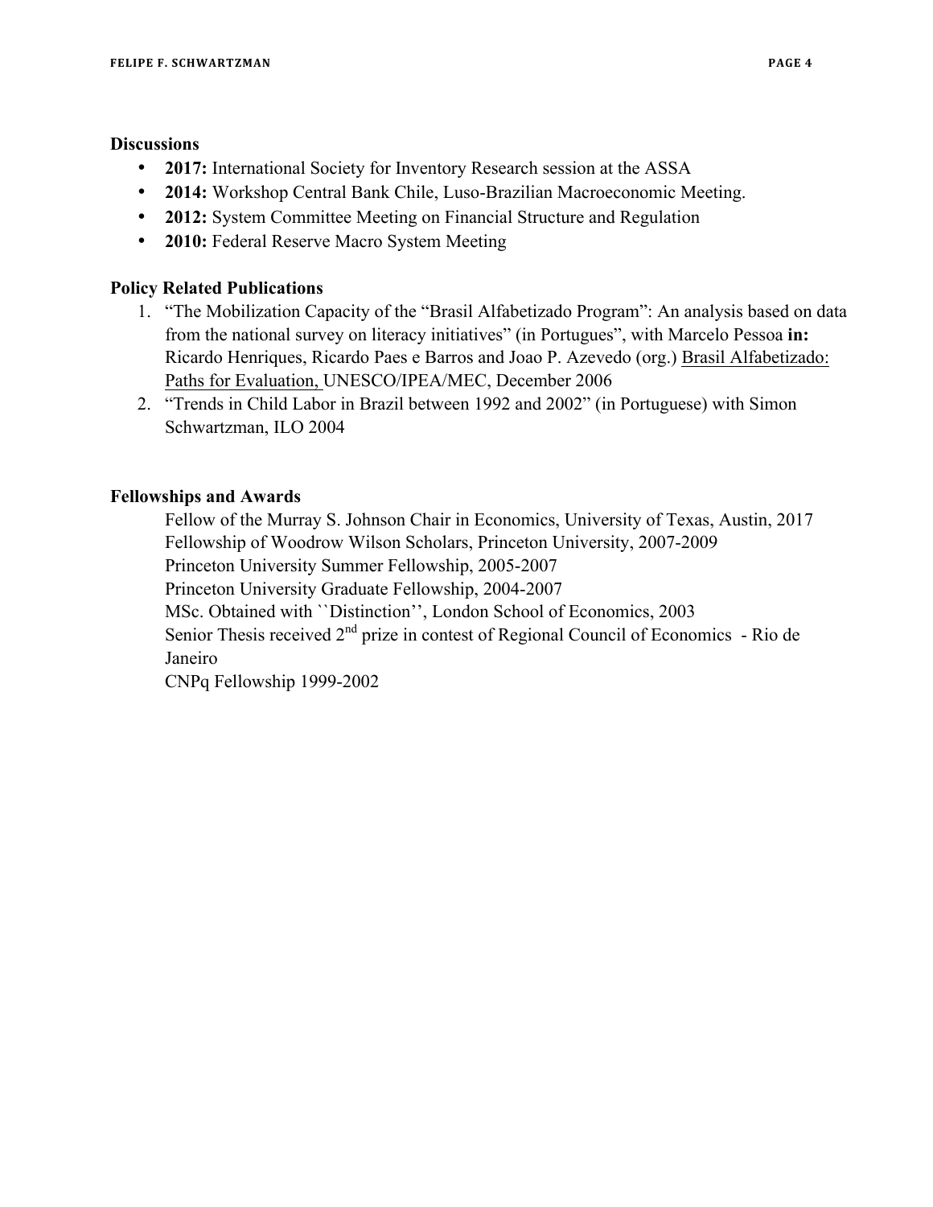### Discussions

- **2017:** International Society for Inventory Research session at the ASSA
- **2014:** Workshop Central Bank Chile, Luso-Brazilian Macroeconomic Meeting.
- **2012:** System Committee Meeting on Financial Structure and Regulation
- **2010:** Federal Reserve Macro System Meeting

### Policy Related Publications

1. "The Mobilization Capacity of the "Brasil Alfabetizado Program": An analysis based on data from the national survey on literacy initiatives" (in Portugues", with Marcelo Pessoa **in:** Ricardo Henriques, Ricardo Paes e Barros and Joao P. Azevedo (org.) Brasil Alfabetizado: Paths for Evaluation, UNESCO/IPEA/MEC, December 2006
2. "Trends in Child Labor in Brazil between 1992 and 2002" (in Portuguese) with Simon Schwartzman, ILO 2004

### Fellowships and Awards

Fellow of the Murray S. Johnson Chair in Economics, University of Texas, Austin, 2017
Fellowship of Woodrow Wilson Scholars, Princeton University, 2007-2009
Princeton University Summer Fellowship, 2005-2007
Princeton University Graduate Fellowship, 2004-2007
MSc. Obtained with ``Distinction'', London School of Economics, 2003
Senior Thesis received 2nd prize in contest of Regional Council of Economics - Rio de Janeiro
CNPq Fellowship 1999-2002